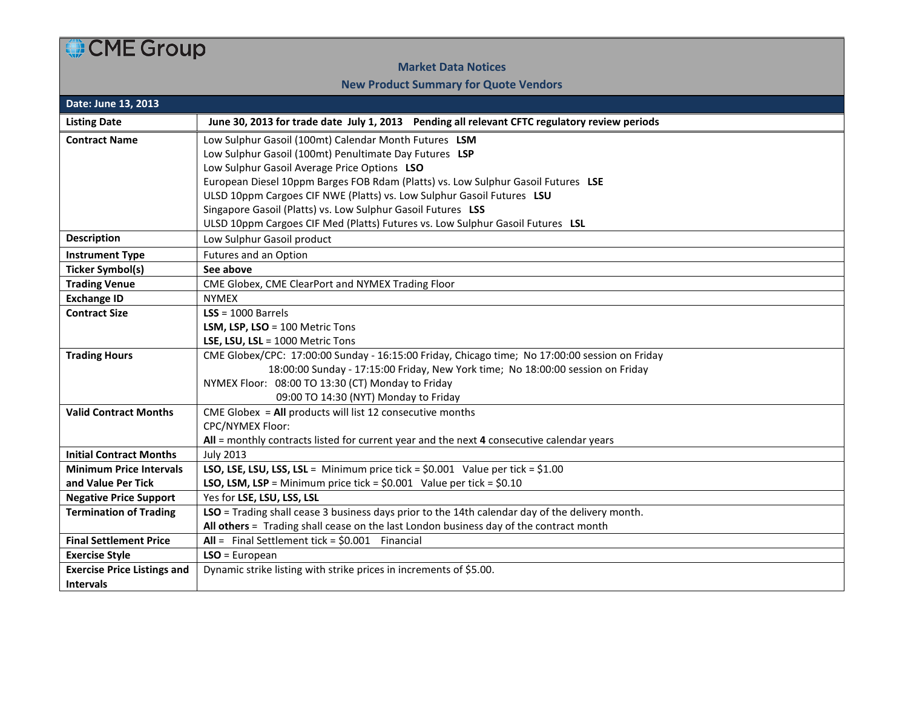# CME Group

## Market Data Notices

## New Product Summary for Quote Vendors

**Date: June 13, 2013**

| | |
|---|---|
| **Listing Date** | **June 30, 2013 for trade date July 1, 2013 Pending all relevant CFTC regulatory review periods** |
| **Contract Name** | Low Sulphur Gasoil (100mt) Calendar Month Futures **LSM**<br>Low Sulphur Gasoil (100mt) Penultimate Day Futures **LSP**<br>Low Sulphur Gasoil Average Price Options **LSO**<br>European Diesel 10ppm Barges FOB Rdam (Platts) vs. Low Sulphur Gasoil Futures **LSE**<br>ULSD 10ppm Cargoes CIF NWE (Platts) vs. Low Sulphur Gasoil Futures **LSU**<br>Singapore Gasoil (Platts) vs. Low Sulphur Gasoil Futures **LSS**<br>ULSD 10ppm Cargoes CIF Med (Platts) Futures vs. Low Sulphur Gasoil Futures **LSL** |
| **Description** | Low Sulphur Gasoil product |
| **Instrument Type** | Futures and an Option |
| **Ticker Symbol(s)** | **See above** |
| **Trading Venue** | CME Globex, CME ClearPort and NYMEX Trading Floor |
| **Exchange ID** | NYMEX |
| **Contract Size** | **LSS** = 1000 Barrels<br>**LSM, LSP, LSO** = 100 Metric Tons<br>**LSE, LSU, LSL** = 1000 Metric Tons |
| **Trading Hours** | CME Globex/CPC: 17:00:00 Sunday - 16:15:00 Friday, Chicago time; No 17:00:00 session on Friday<br>18:00:00 Sunday - 17:15:00 Friday, New York time; No 18:00:00 session on Friday<br>NYMEX Floor: 08:00 TO 13:30 (CT) Monday to Friday<br>09:00 TO 14:30 (NYT) Monday to Friday |
| **Valid Contract Months** | CME Globex = **All** products will list 12 consecutive months<br>CPC/NYMEX Floor:<br>**All** = monthly contracts listed for current year and the next **4** consecutive calendar years |
| **Initial Contract Months** | July 2013 |
| **Minimum Price Intervals and Value Per Tick** | **LSO, LSE, LSU, LSS, LSL** = Minimum price tick = $0.001 Value per tick = $1.00<br>**LSO, LSM, LSP** = Minimum price tick = $0.001 Value per tick = $0.10 |
| **Negative Price Support** | Yes for **LSE, LSU, LSS, LSL** |
| **Termination of Trading** | **LSO** = Trading shall cease 3 business days prior to the 14th calendar day of the delivery month.<br>**All others** = Trading shall cease on the last London business day of the contract month |
| **Final Settlement Price** | **All** = Final Settlement tick = $0.001 Financial |
| **Exercise Style** | **LSO** = European |
| **Exercise Price Listings and Intervals** | Dynamic strike listing with strike prices in increments of $5.00. |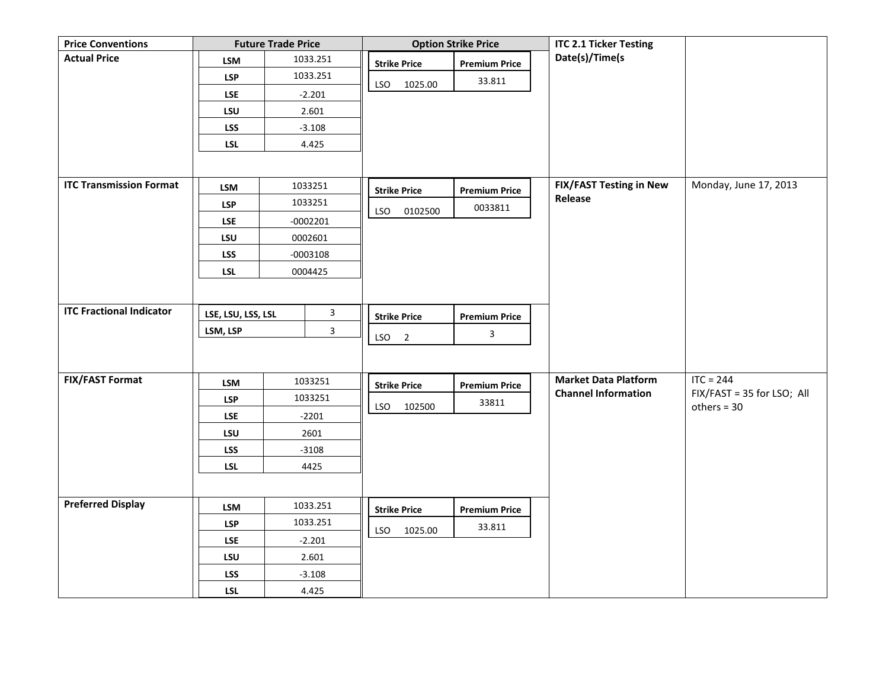| Price Conventions | Future Trade Price | | Option Strike Price | | ITC 2.1 Ticker Testing Date(s)/Time(s | |
|---|---|---|---|---|---|---|
| **Actual Price** | LSM | 1033.251 | Strike Price | Premium Price | | |
| | LSP | 1033.251 | LSO 1025.00 | 33.811 | | |
| | LSE | -2.201 | | | | |
| | LSU | 2.601 | | | | |
| | LSS | -3.108 | | | | |
| | LSL | 4.425 | | | | |
| **ITC Transmission Format** | LSM | 1033251 | Strike Price | Premium Price | **FIX/FAST Testing in New Release** | Monday, June 17, 2013 |
| | LSP | 1033251 | LSO 0102500 | 0033811 | | |
| | LSE | -0002201 | | | | |
| | LSU | 0002601 | | | | |
| | LSS | -0003108 | | | | |
| | LSL | 0004425 | | | | |
| **ITC Fractional Indicator** | LSE, LSU, LSS, LSL | 3 | Strike Price | Premium Price | | |
| | LSM, LSP | 3 | LSO 2 | 3 | | |
| **FIX/FAST Format** | LSM | 1033251 | Strike Price | Premium Price | **Market Data Platform Channel Information** | ITC = 244<br>FIX/FAST = 35 for LSO; All others = 30 |
| | LSP | 1033251 | LSO 102500 | 33811 | | |
| | LSE | -2201 | | | | |
| | LSU | 2601 | | | | |
| | LSS | -3108 | | | | |
| | LSL | 4425 | | | | |
| **Preferred Display** | LSM | 1033.251 | Strike Price | Premium Price | | |
| | LSP | 1033.251 | LSO 1025.00 | 33.811 | | |
| | LSE | -2.201 | | | | |
| | LSU | 2.601 | | | | |
| | LSS | -3.108 | | | | |
| | LSL | 4.425 | | | | |